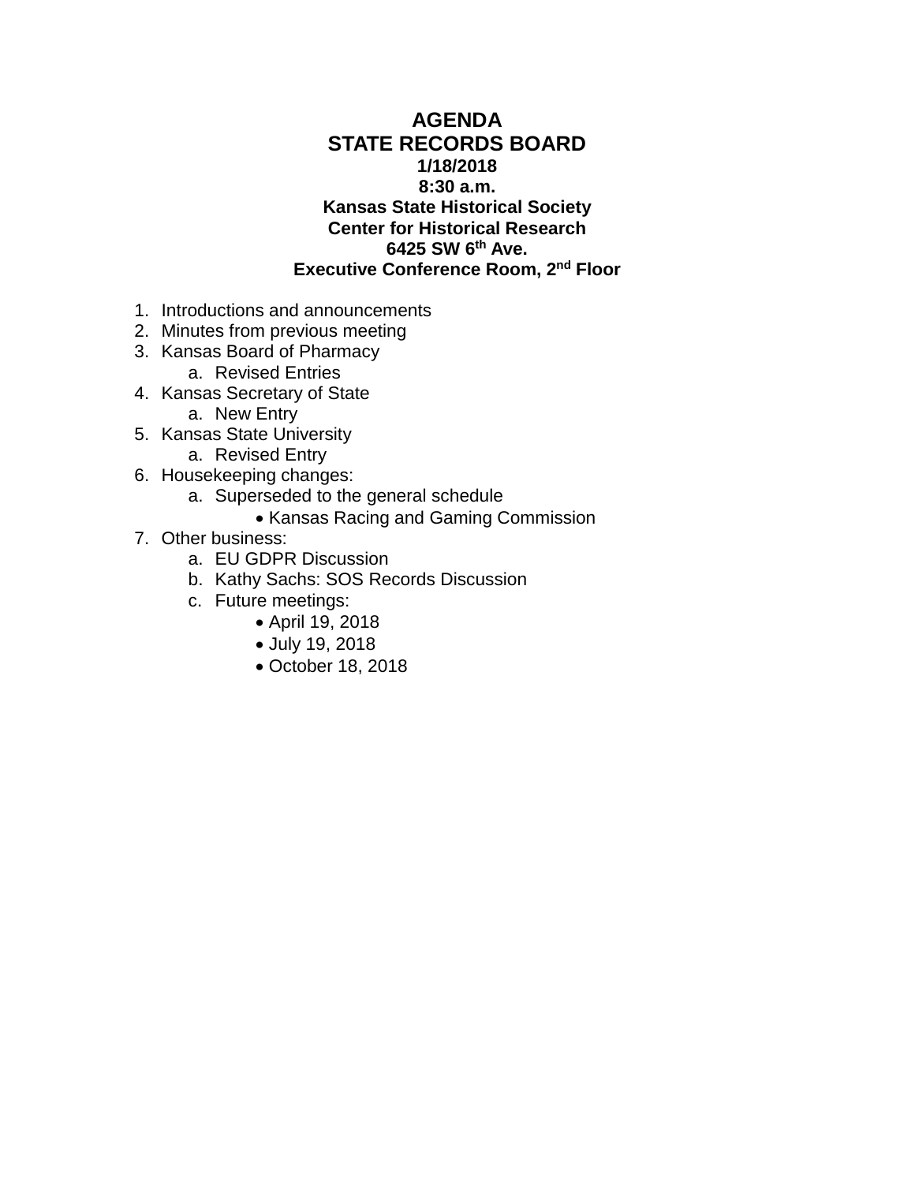# AGENDA
## STATE RECORDS BOARD

**1/18/2018**
**8:30 a.m.**
**Kansas State Historical Society**
**Center for Historical Research**
**6425 SW 6th Ave.**
**Executive Conference Room, 2nd Floor**

1. Introductions and announcements
2. Minutes from previous meeting
3. Kansas Board of Pharmacy
   a. Revised Entries
4. Kansas Secretary of State
   a. New Entry
5. Kansas State University
   a. Revised Entry
6. Housekeeping changes:
   a. Superseded to the general schedule
      - Kansas Racing and Gaming Commission
7. Other business:
   a. EU GDPR Discussion
   b. Kathy Sachs: SOS Records Discussion
   c. Future meetings:
      - April 19, 2018
      - July 19, 2018
      - October 18, 2018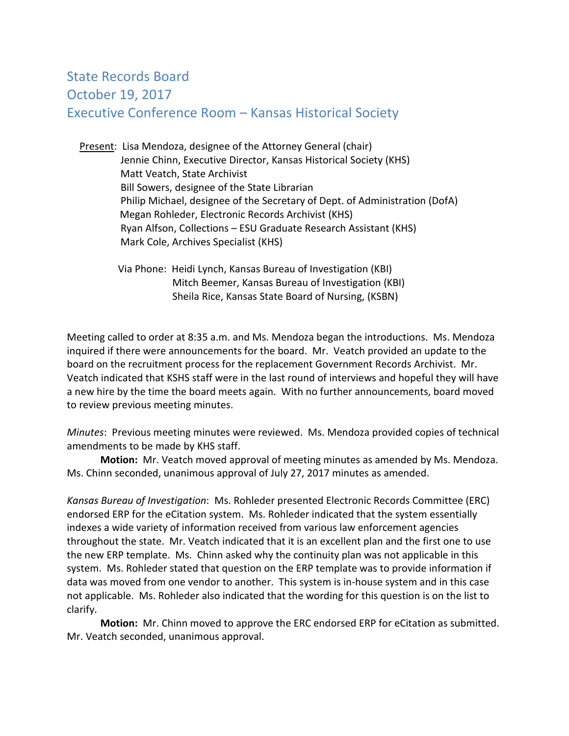# State Records Board
# October 19, 2017
# Executive Conference Room – Kansas Historical Society

Present: Lisa Mendoza, designee of the Attorney General (chair)
Jennie Chinn, Executive Director, Kansas Historical Society (KHS)
Matt Veatch, State Archivist
Bill Sowers, designee of the State Librarian
Philip Michael, designee of the Secretary of Dept. of Administration (DofA)
Megan Rohleder, Electronic Records Archivist (KHS)
Ryan Alfson, Collections – ESU Graduate Research Assistant (KHS)
Mark Cole, Archives Specialist (KHS)

Via Phone: Heidi Lynch, Kansas Bureau of Investigation (KBI)
Mitch Beemer, Kansas Bureau of Investigation (KBI)
Sheila Rice, Kansas State Board of Nursing, (KSBN)

Meeting called to order at 8:35 a.m. and Ms. Mendoza began the introductions. Ms. Mendoza inquired if there were announcements for the board. Mr. Veatch provided an update to the board on the recruitment process for the replacement Government Records Archivist. Mr. Veatch indicated that KSHS staff were in the last round of interviews and hopeful they will have a new hire by the time the board meets again. With no further announcements, board moved to review previous meeting minutes.

*Minutes*: Previous meeting minutes were reviewed. Ms. Mendoza provided copies of technical amendments to be made by KHS staff.

**Motion:** Mr. Veatch moved approval of meeting minutes as amended by Ms. Mendoza. Ms. Chinn seconded, unanimous approval of July 27, 2017 minutes as amended.

*Kansas Bureau of Investigation*: Ms. Rohleder presented Electronic Records Committee (ERC) endorsed ERP for the eCitation system. Ms. Rohleder indicated that the system essentially indexes a wide variety of information received from various law enforcement agencies throughout the state. Mr. Veatch indicated that it is an excellent plan and the first one to use the new ERP template. Ms. Chinn asked why the continuity plan was not applicable in this system. Ms. Rohleder stated that question on the ERP template was to provide information if data was moved from one vendor to another. This system is in-house system and in this case not applicable. Ms. Rohleder also indicated that the wording for this question is on the list to clarify.

**Motion:** Mr. Chinn moved to approve the ERC endorsed ERP for eCitation as submitted. Mr. Veatch seconded, unanimous approval.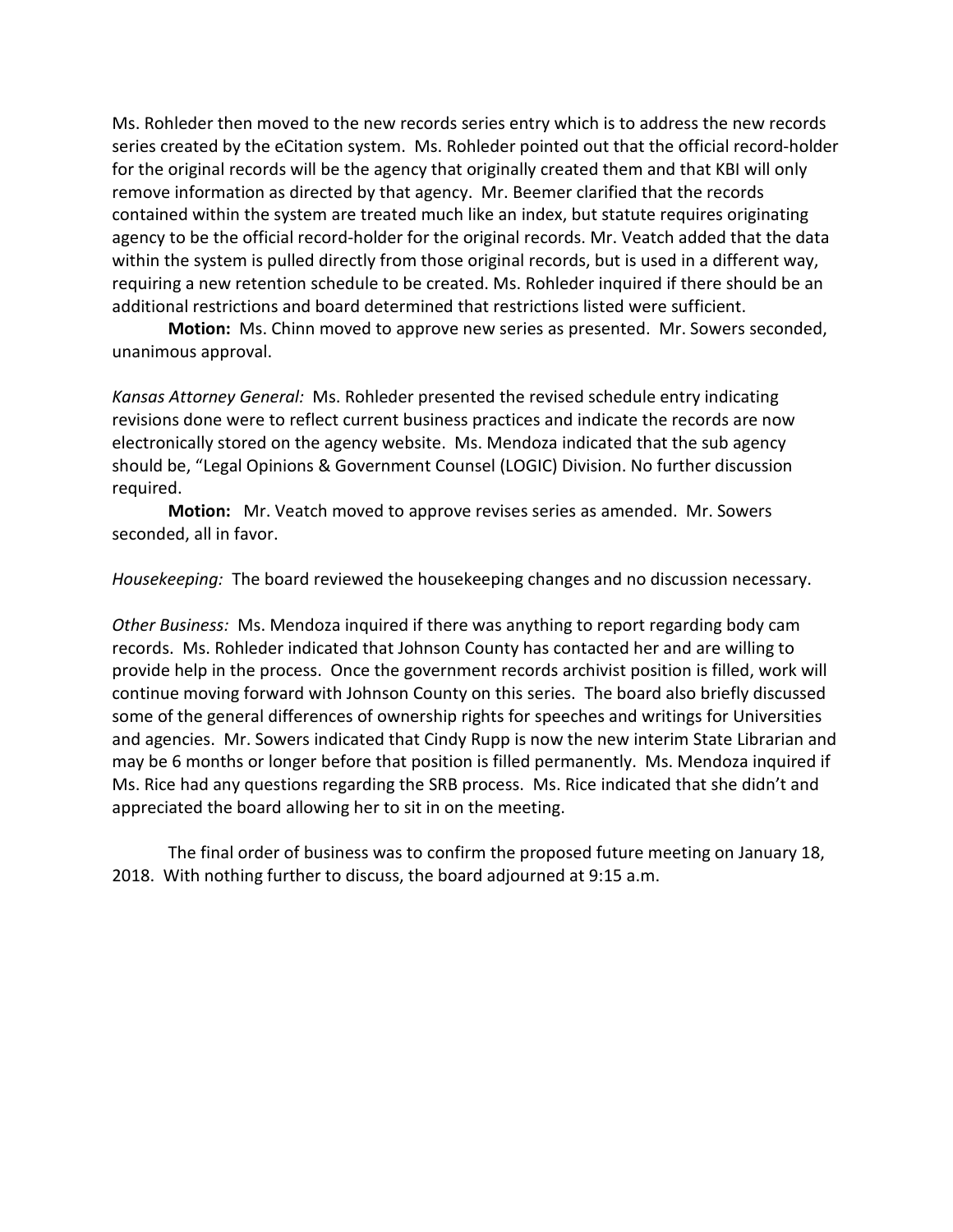Ms. Rohleder then moved to the new records series entry which is to address the new records series created by the eCitation system. Ms. Rohleder pointed out that the official record-holder for the original records will be the agency that originally created them and that KBI will only remove information as directed by that agency. Mr. Beemer clarified that the records contained within the system are treated much like an index, but statute requires originating agency to be the official record-holder for the original records. Mr. Veatch added that the data within the system is pulled directly from those original records, but is used in a different way, requiring a new retention schedule to be created. Ms. Rohleder inquired if there should be an additional restrictions and board determined that restrictions listed were sufficient.

**Motion:** Ms. Chinn moved to approve new series as presented. Mr. Sowers seconded, unanimous approval.

*Kansas Attorney General:* Ms. Rohleder presented the revised schedule entry indicating revisions done were to reflect current business practices and indicate the records are now electronically stored on the agency website. Ms. Mendoza indicated that the sub agency should be, "Legal Opinions & Government Counsel (LOGIC) Division. No further discussion required.

**Motion:** Mr. Veatch moved to approve revises series as amended. Mr. Sowers seconded, all in favor.

*Housekeeping:* The board reviewed the housekeeping changes and no discussion necessary.

*Other Business:* Ms. Mendoza inquired if there was anything to report regarding body cam records. Ms. Rohleder indicated that Johnson County has contacted her and are willing to provide help in the process. Once the government records archivist position is filled, work will continue moving forward with Johnson County on this series. The board also briefly discussed some of the general differences of ownership rights for speeches and writings for Universities and agencies. Mr. Sowers indicated that Cindy Rupp is now the new interim State Librarian and may be 6 months or longer before that position is filled permanently. Ms. Mendoza inquired if Ms. Rice had any questions regarding the SRB process. Ms. Rice indicated that she didn't and appreciated the board allowing her to sit in on the meeting.

The final order of business was to confirm the proposed future meeting on January 18, 2018. With nothing further to discuss, the board adjourned at 9:15 a.m.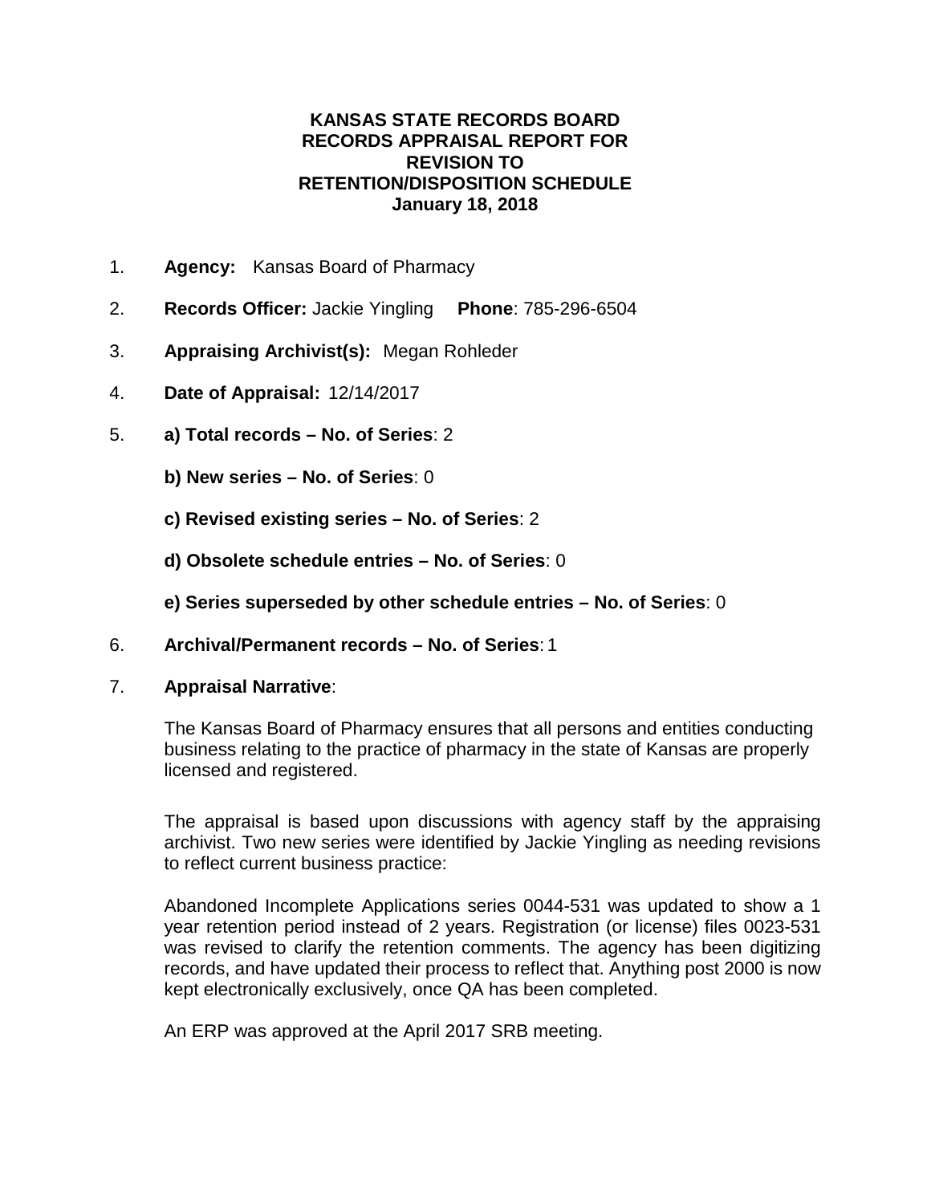**KANSAS STATE RECORDS BOARD**
**RECORDS APPRAISAL REPORT FOR**
**REVISION TO**
**RETENTION/DISPOSITION SCHEDULE**
**January 18, 2018**

1. **Agency:** Kansas Board of Pharmacy

2. **Records Officer:** Jackie Yingling **Phone**: 785-296-6504

3. **Appraising Archivist(s):** Megan Rohleder

4. **Date of Appraisal:** 12/14/2017

5. **a) Total records – No. of Series**: 2

   **b) New series – No. of Series**: 0

   **c) Revised existing series – No. of Series**: 2

   **d) Obsolete schedule entries – No. of Series**: 0

   **e) Series superseded by other schedule entries – No. of Series**: 0

6. **Archival/Permanent records – No. of Series**: 1

7. **Appraisal Narrative**:

   The Kansas Board of Pharmacy ensures that all persons and entities conducting business relating to the practice of pharmacy in the state of Kansas are properly licensed and registered.

   The appraisal is based upon discussions with agency staff by the appraising archivist. Two new series were identified by Jackie Yingling as needing revisions to reflect current business practice:

   Abandoned Incomplete Applications series 0044-531 was updated to show a 1 year retention period instead of 2 years. Registration (or license) files 0023-531 was revised to clarify the retention comments. The agency has been digitizing records, and have updated their process to reflect that. Anything post 2000 is now kept electronically exclusively, once QA has been completed.

   An ERP was approved at the April 2017 SRB meeting.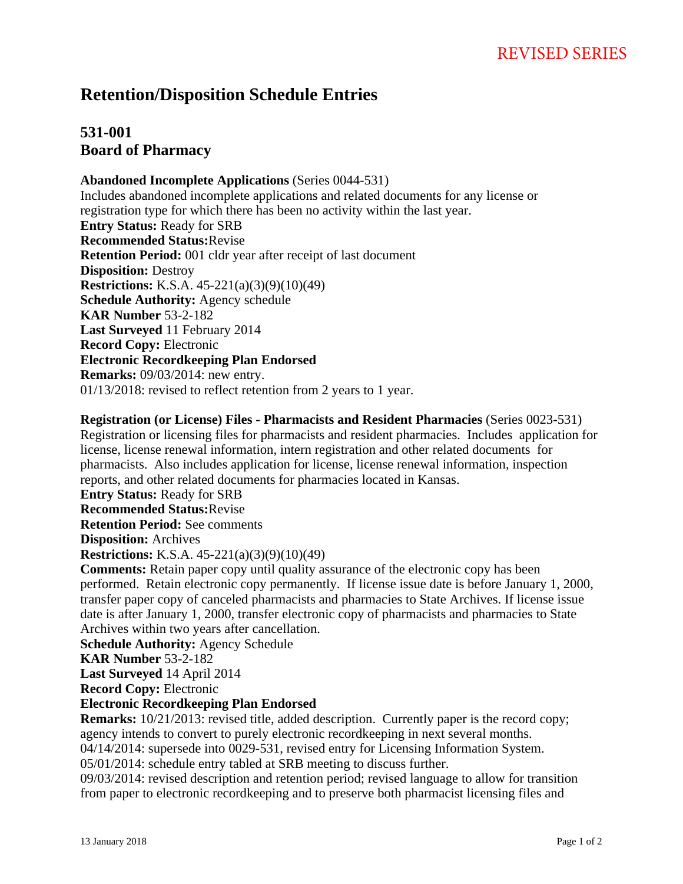REVISED SERIES

# Retention/Disposition Schedule Entries

## 531-001
## Board of Pharmacy

**Abandoned Incomplete Applications** (Series 0044-531)
Includes abandoned incomplete applications and related documents for any license or registration type for which there has been no activity within the last year.
**Entry Status:** Ready for SRB
**Recommended Status:**Revise
**Retention Period:** 001 cldr year after receipt of last document
**Disposition:** Destroy
**Restrictions:** K.S.A. 45-221(a)(3)(9)(10)(49)
**Schedule Authority:** Agency schedule
**KAR Number** 53-2-182
**Last Surveyed** 11 February 2014
**Record Copy:** Electronic
**Electronic Recordkeeping Plan Endorsed**
**Remarks:** 09/03/2014: new entry.
01/13/2018: revised to reflect retention from 2 years to 1 year.

**Registration (or License) Files - Pharmacists and Resident Pharmacies** (Series 0023-531)
Registration or licensing files for pharmacists and resident pharmacies. Includes application for license, license renewal information, intern registration and other related documents for pharmacists. Also includes application for license, license renewal information, inspection reports, and other related documents for pharmacies located in Kansas.
**Entry Status:** Ready for SRB
**Recommended Status:**Revise
**Retention Period:** See comments
**Disposition:** Archives
**Restrictions:** K.S.A. 45-221(a)(3)(9)(10)(49)
**Comments:** Retain paper copy until quality assurance of the electronic copy has been performed. Retain electronic copy permanently. If license issue date is before January 1, 2000, transfer paper copy of canceled pharmacists and pharmacies to State Archives. If license issue date is after January 1, 2000, transfer electronic copy of pharmacists and pharmacies to State Archives within two years after cancellation.
**Schedule Authority:** Agency Schedule
**KAR Number** 53-2-182
**Last Surveyed** 14 April 2014
**Record Copy:** Electronic
**Electronic Recordkeeping Plan Endorsed**
**Remarks:** 10/21/2013: revised title, added description. Currently paper is the record copy; agency intends to convert to purely electronic recordkeeping in next several months.
04/14/2014: supersede into 0029-531, revised entry for Licensing Information System.
05/01/2014: schedule entry tabled at SRB meeting to discuss further.
09/03/2014: revised description and retention period; revised language to allow for transition from paper to electronic recordkeeping and to preserve both pharmacist licensing files and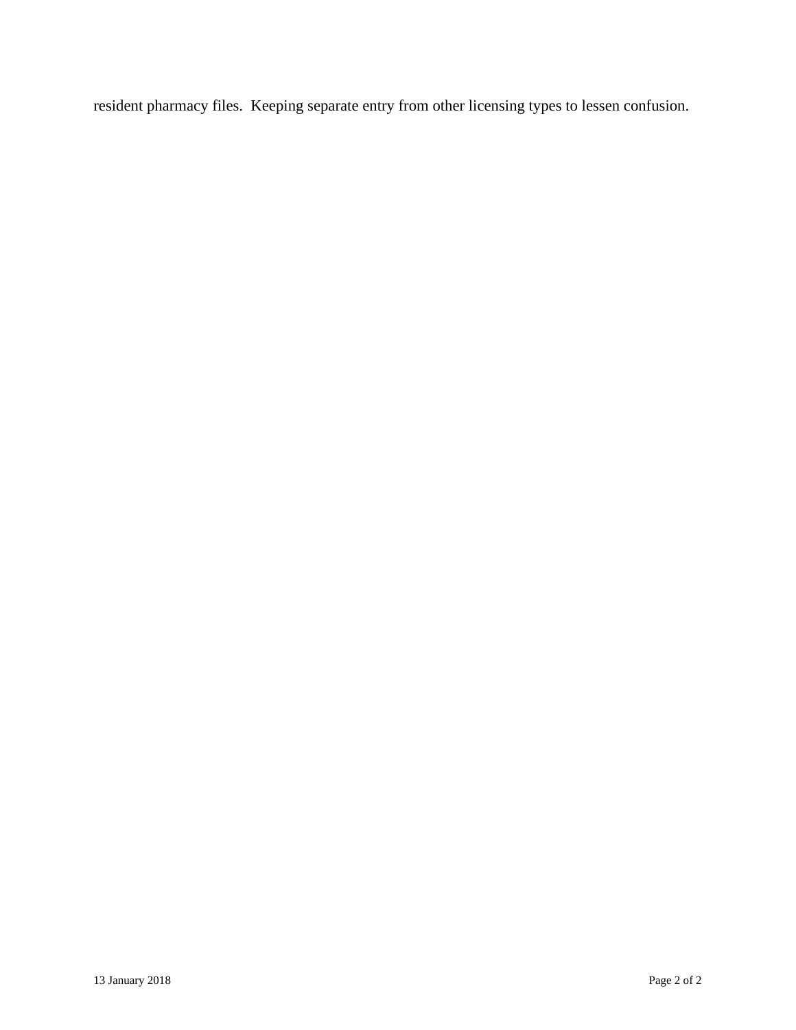resident pharmacy files. Keeping separate entry from other licensing types to lessen confusion.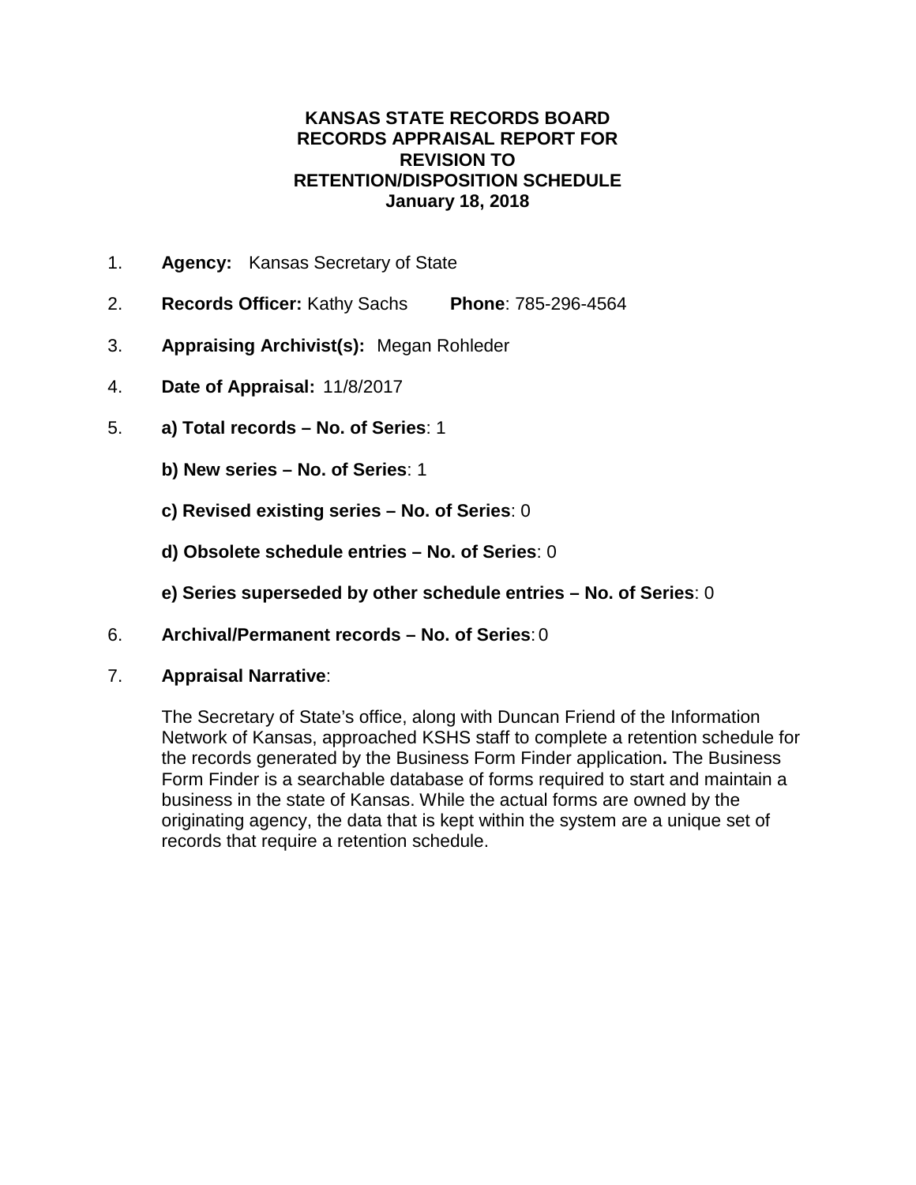**KANSAS STATE RECORDS BOARD**
**RECORDS APPRAISAL REPORT FOR**
**REVISION TO**
**RETENTION/DISPOSITION SCHEDULE**
**January 18, 2018**

1. **Agency:** Kansas Secretary of State

2. **Records Officer:** Kathy Sachs **Phone**: 785-296-4564

3. **Appraising Archivist(s):** Megan Rohleder

4. **Date of Appraisal:** 11/8/2017

5. **a) Total records – No. of Series**: 1

   **b) New series – No. of Series**: 1

   **c) Revised existing series – No. of Series**: 0

   **d) Obsolete schedule entries – No. of Series**: 0

   **e) Series superseded by other schedule entries – No. of Series**: 0

6. **Archival/Permanent records – No. of Series**: 0

7. **Appraisal Narrative**:

   The Secretary of State's office, along with Duncan Friend of the Information Network of Kansas, approached KSHS staff to complete a retention schedule for the records generated by the Business Form Finder application**.** The Business Form Finder is a searchable database of forms required to start and maintain a business in the state of Kansas. While the actual forms are owned by the originating agency, the data that is kept within the system are a unique set of records that require a retention schedule.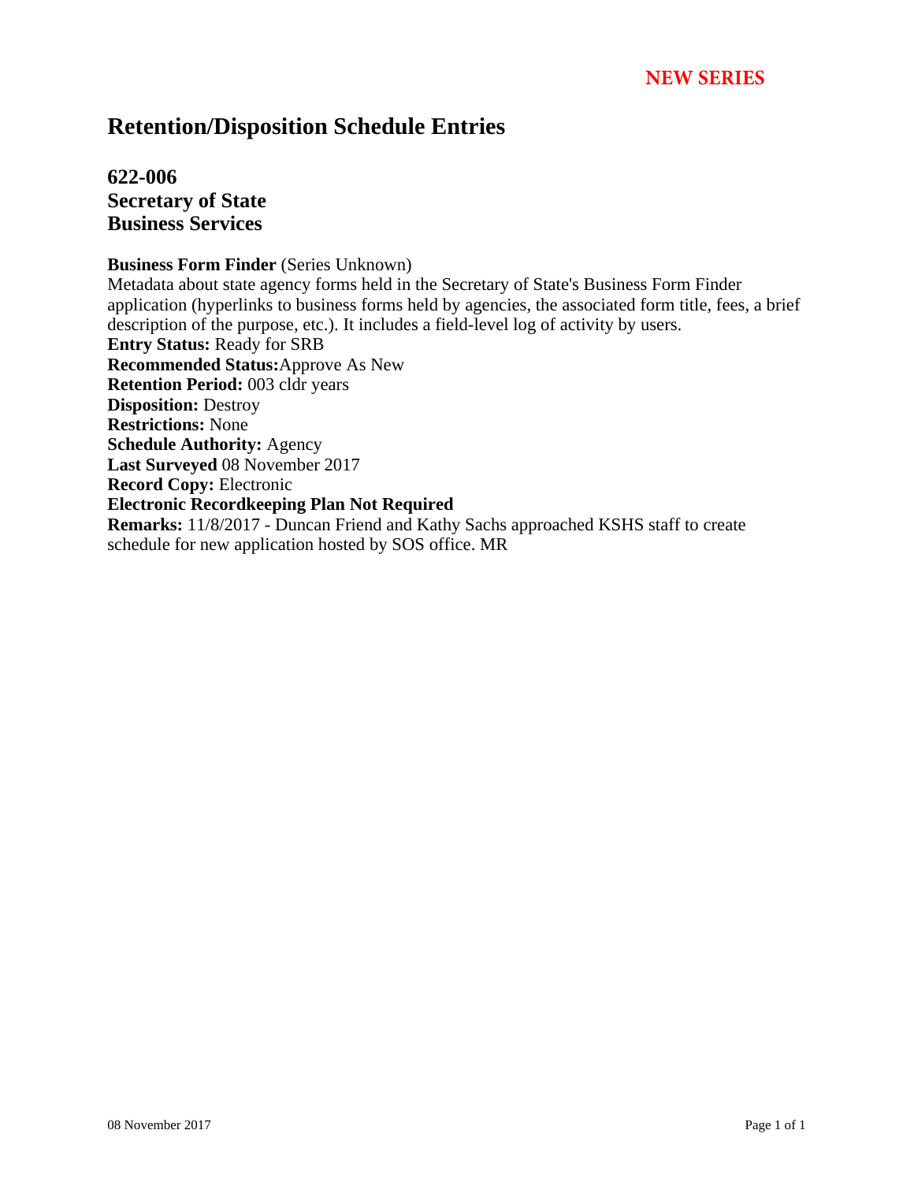**NEW SERIES**

# Retention/Disposition Schedule Entries

## 622-006
## Secretary of State
## Business Services

**Business Form Finder** (Series Unknown)
Metadata about state agency forms held in the Secretary of State's Business Form Finder application (hyperlinks to business forms held by agencies, the associated form title, fees, a brief description of the purpose, etc.). It includes a field-level log of activity by users.
**Entry Status:** Ready for SRB
**Recommended Status:**Approve As New
**Retention Period:** 003 cldr years
**Disposition:** Destroy
**Restrictions:** None
**Schedule Authority:** Agency
**Last Surveyed** 08 November 2017
**Record Copy:** Electronic
**Electronic Recordkeeping Plan Not Required**
**Remarks:** 11/8/2017 - Duncan Friend and Kathy Sachs approached KSHS staff to create schedule for new application hosted by SOS office. MR

08 November 2017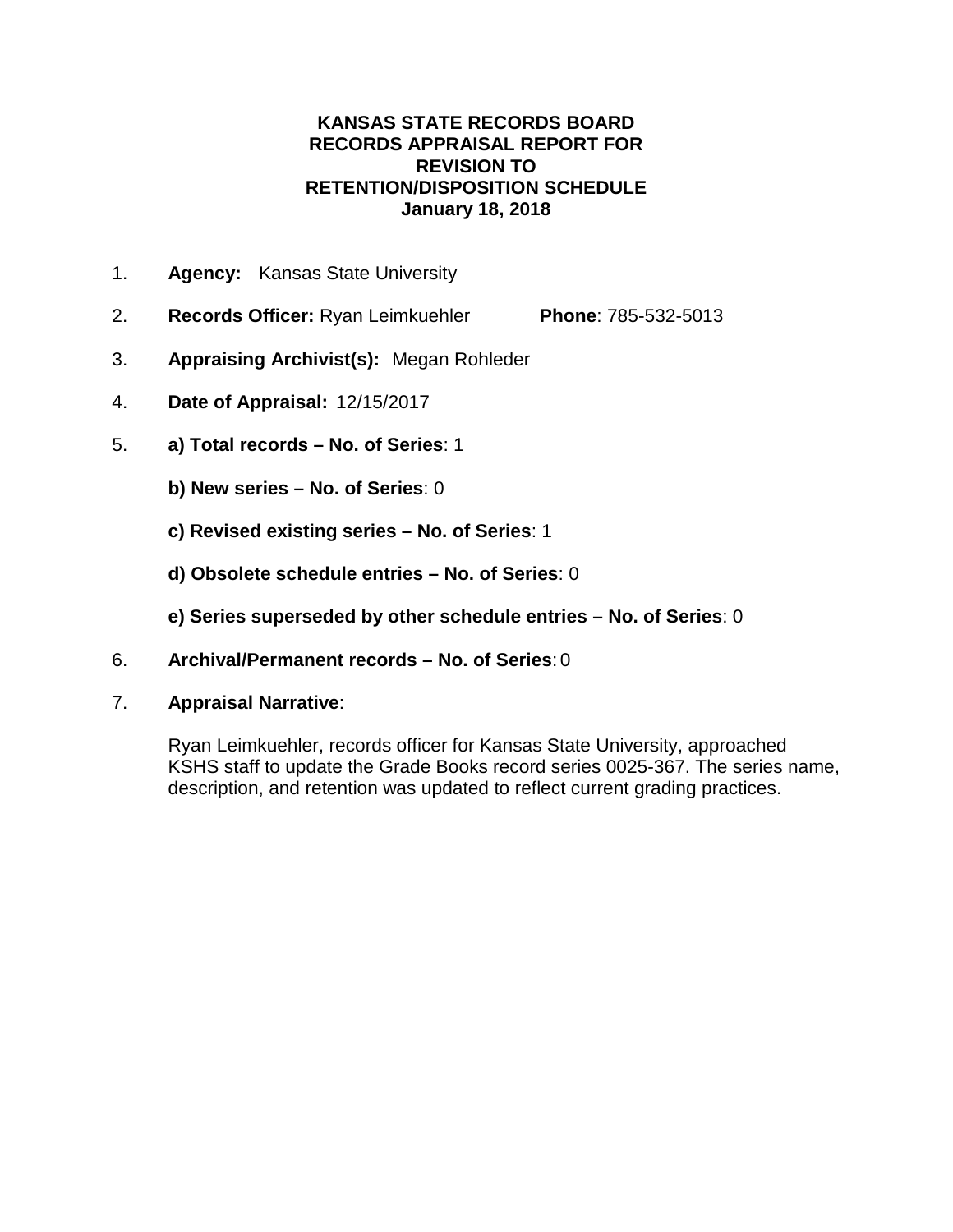# KANSAS STATE RECORDS BOARD
# RECORDS APPRAISAL REPORT FOR REVISION TO RETENTION/DISPOSITION SCHEDULE
# January 18, 2018

1. **Agency:** Kansas State University

2. **Records Officer:** Ryan Leimkuehler **Phone**: 785-532-5013

3. **Appraising Archivist(s):** Megan Rohleder

4. **Date of Appraisal:** 12/15/2017

5. **a) Total records – No. of Series**: 1

   **b) New series – No. of Series**: 0

   **c) Revised existing series – No. of Series**: 1

   **d) Obsolete schedule entries – No. of Series**: 0

   **e) Series superseded by other schedule entries – No. of Series**: 0

6. **Archival/Permanent records – No. of Series**: 0

7. **Appraisal Narrative**:

   Ryan Leimkuehler, records officer for Kansas State University, approached KSHS staff to update the Grade Books record series 0025-367. The series name, description, and retention was updated to reflect current grading practices.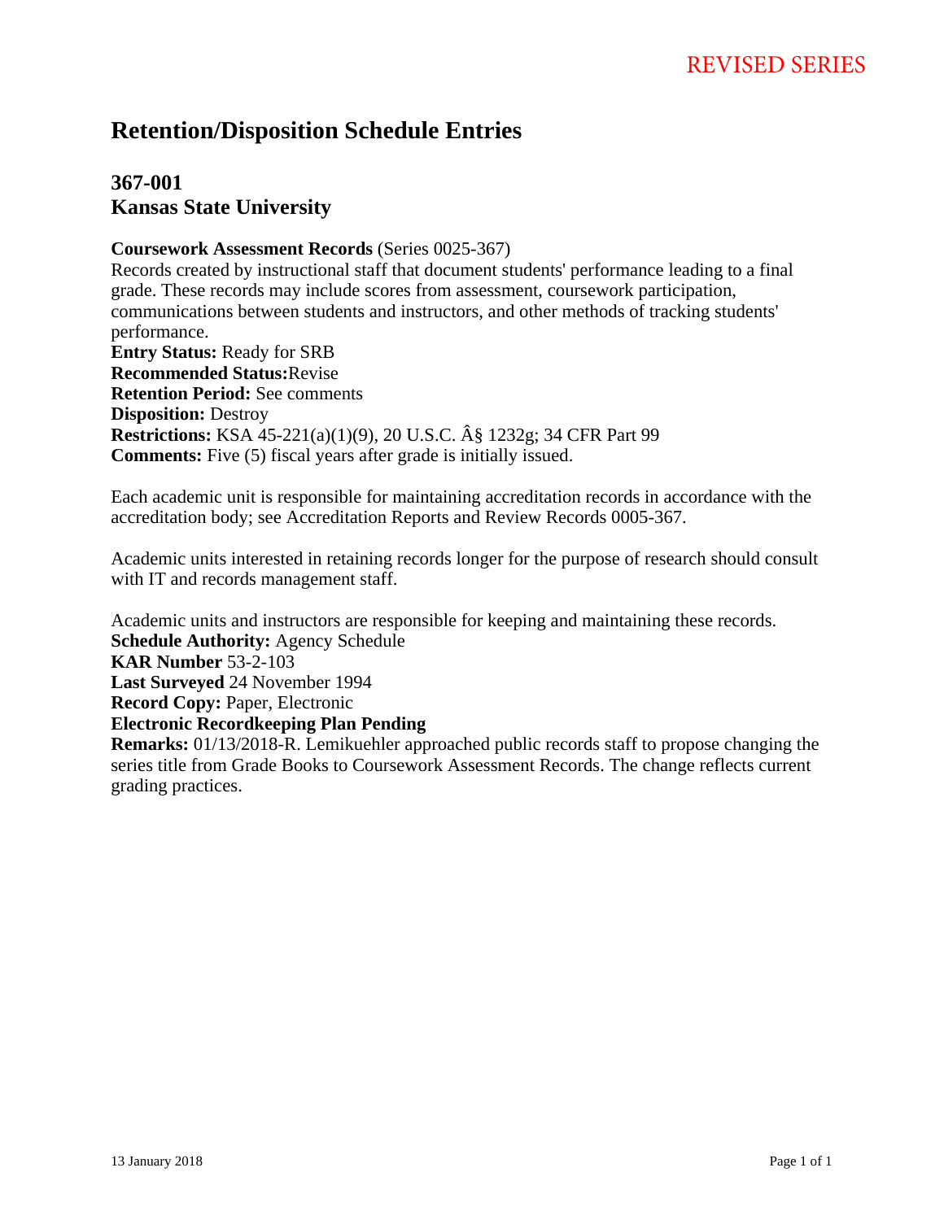REVISED SERIES

# Retention/Disposition Schedule Entries

## 367-001
## Kansas State University

**Coursework Assessment Records** (Series 0025-367)
Records created by instructional staff that document students' performance leading to a final grade. These records may include scores from assessment, coursework participation, communications between students and instructors, and other methods of tracking students' performance.
**Entry Status:** Ready for SRB
**Recommended Status:** Revise
**Retention Period:** See comments
**Disposition:** Destroy
**Restrictions:** KSA 45-221(a)(1)(9), 20 U.S.C. Â§ 1232g; 34 CFR Part 99
**Comments:** Five (5) fiscal years after grade is initially issued.

Each academic unit is responsible for maintaining accreditation records in accordance with the accreditation body; see Accreditation Reports and Review Records 0005-367.

Academic units interested in retaining records longer for the purpose of research should consult with IT and records management staff.

Academic units and instructors are responsible for keeping and maintaining these records.
**Schedule Authority:** Agency Schedule
**KAR Number** 53-2-103
**Last Surveyed** 24 November 1994
**Record Copy:** Paper, Electronic
**Electronic Recordkeeping Plan Pending**
**Remarks:** 01/13/2018-R. Lemikuehler approached public records staff to propose changing the series title from Grade Books to Coursework Assessment Records. The change reflects current grading practices.

13 January 2018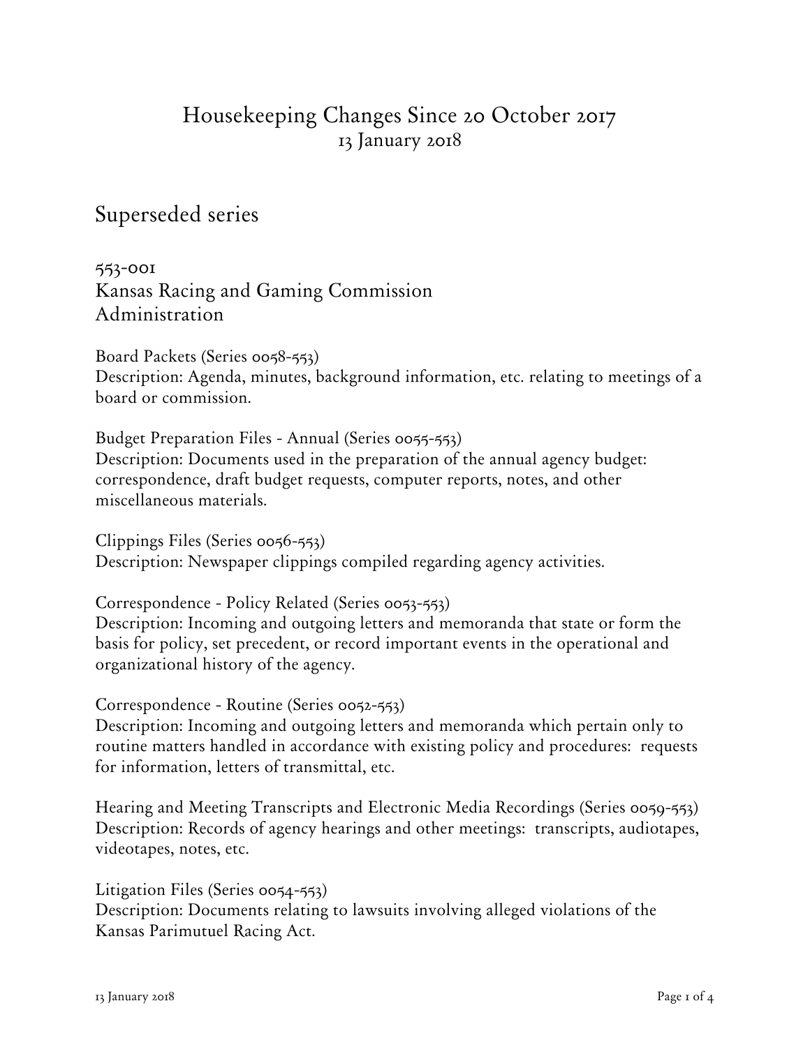# Housekeeping Changes Since 20 October 2017

13 January 2018

## Superseded series

### 553-001
### Kansas Racing and Gaming Commission
### Administration

Board Packets (Series 0058-553)
Description: Agenda, minutes, background information, etc. relating to meetings of a board or commission.

Budget Preparation Files - Annual (Series 0055-553)
Description: Documents used in the preparation of the annual agency budget: correspondence, draft budget requests, computer reports, notes, and other miscellaneous materials.

Clippings Files (Series 0056-553)
Description: Newspaper clippings compiled regarding agency activities.

Correspondence - Policy Related (Series 0053-553)
Description: Incoming and outgoing letters and memoranda that state or form the basis for policy, set precedent, or record important events in the operational and organizational history of the agency.

Correspondence - Routine (Series 0052-553)
Description: Incoming and outgoing letters and memoranda which pertain only to routine matters handled in accordance with existing policy and procedures: requests for information, letters of transmittal, etc.

Hearing and Meeting Transcripts and Electronic Media Recordings (Series 0059-553)
Description: Records of agency hearings and other meetings: transcripts, audiotapes, videotapes, notes, etc.

Litigation Files (Series 0054-553)
Description: Documents relating to lawsuits involving alleged violations of the Kansas Parimutuel Racing Act.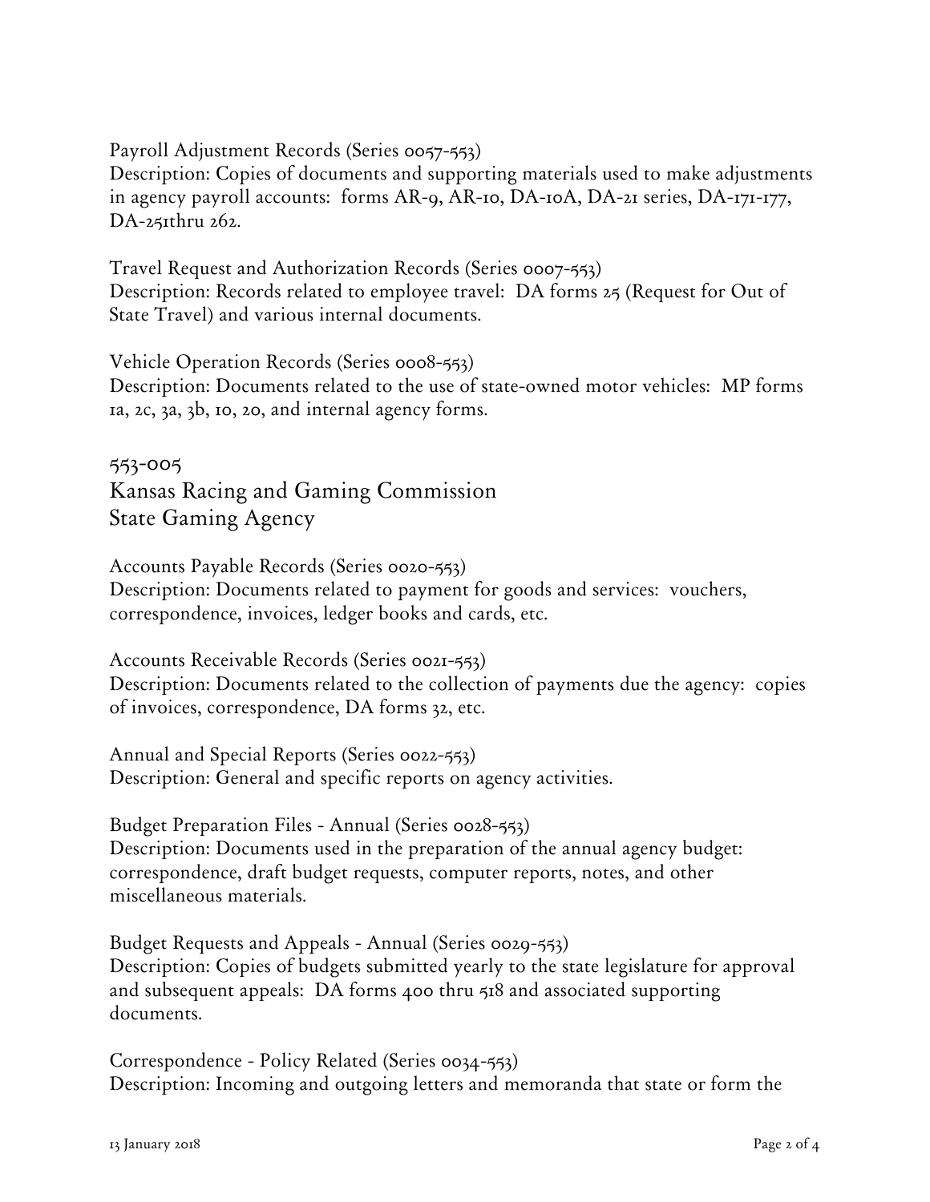Payroll Adjustment Records (Series 0057-553)
Description: Copies of documents and supporting materials used to make adjustments in agency payroll accounts: forms AR-9, AR-10, DA-10A, DA-21 series, DA-171-177, DA-251thru 262.

Travel Request and Authorization Records (Series 0007-553)
Description: Records related to employee travel: DA forms 25 (Request for Out of State Travel) and various internal documents.

Vehicle Operation Records (Series 0008-553)
Description: Documents related to the use of state-owned motor vehicles: MP forms 1a, 2c, 3a, 3b, 10, 20, and internal agency forms.

## 553-005
## Kansas Racing and Gaming Commission
## State Gaming Agency

Accounts Payable Records (Series 0020-553)
Description: Documents related to payment for goods and services: vouchers, correspondence, invoices, ledger books and cards, etc.

Accounts Receivable Records (Series 0021-553)
Description: Documents related to the collection of payments due the agency: copies of invoices, correspondence, DA forms 32, etc.

Annual and Special Reports (Series 0022-553)
Description: General and specific reports on agency activities.

Budget Preparation Files - Annual (Series 0028-553)
Description: Documents used in the preparation of the annual agency budget: correspondence, draft budget requests, computer reports, notes, and other miscellaneous materials.

Budget Requests and Appeals - Annual (Series 0029-553)
Description: Copies of budgets submitted yearly to the state legislature for approval and subsequent appeals: DA forms 400 thru 518 and associated supporting documents.

Correspondence - Policy Related (Series 0034-553)
Description: Incoming and outgoing letters and memoranda that state or form the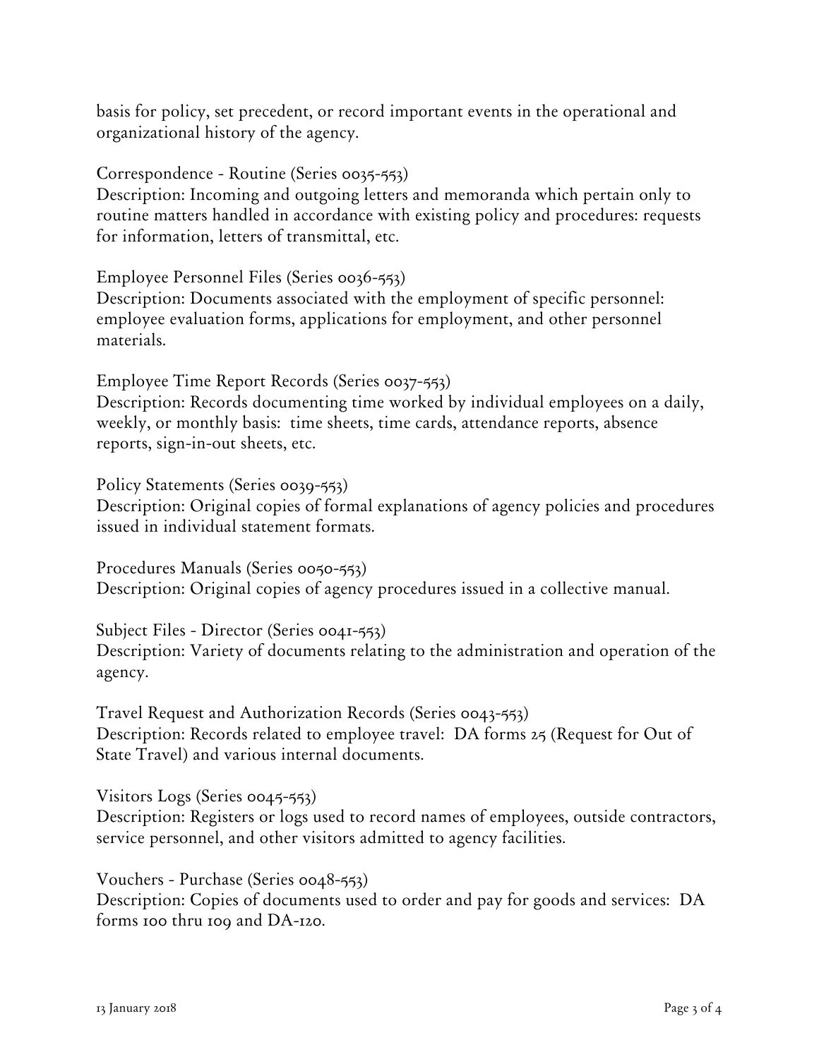basis for policy, set precedent, or record important events in the operational and organizational history of the agency.

Correspondence - Routine (Series 0035-553)
Description: Incoming and outgoing letters and memoranda which pertain only to routine matters handled in accordance with existing policy and procedures: requests for information, letters of transmittal, etc.

Employee Personnel Files (Series 0036-553)
Description: Documents associated with the employment of specific personnel: employee evaluation forms, applications for employment, and other personnel materials.

Employee Time Report Records (Series 0037-553)
Description: Records documenting time worked by individual employees on a daily, weekly, or monthly basis: time sheets, time cards, attendance reports, absence reports, sign-in-out sheets, etc.

Policy Statements (Series 0039-553)
Description: Original copies of formal explanations of agency policies and procedures issued in individual statement formats.

Procedures Manuals (Series 0050-553)
Description: Original copies of agency procedures issued in a collective manual.

Subject Files - Director (Series 0041-553)
Description: Variety of documents relating to the administration and operation of the agency.

Travel Request and Authorization Records (Series 0043-553)
Description: Records related to employee travel: DA forms 25 (Request for Out of State Travel) and various internal documents.

Visitors Logs (Series 0045-553)
Description: Registers or logs used to record names of employees, outside contractors, service personnel, and other visitors admitted to agency facilities.

Vouchers - Purchase (Series 0048-553)
Description: Copies of documents used to order and pay for goods and services: DA forms 100 thru 109 and DA-120.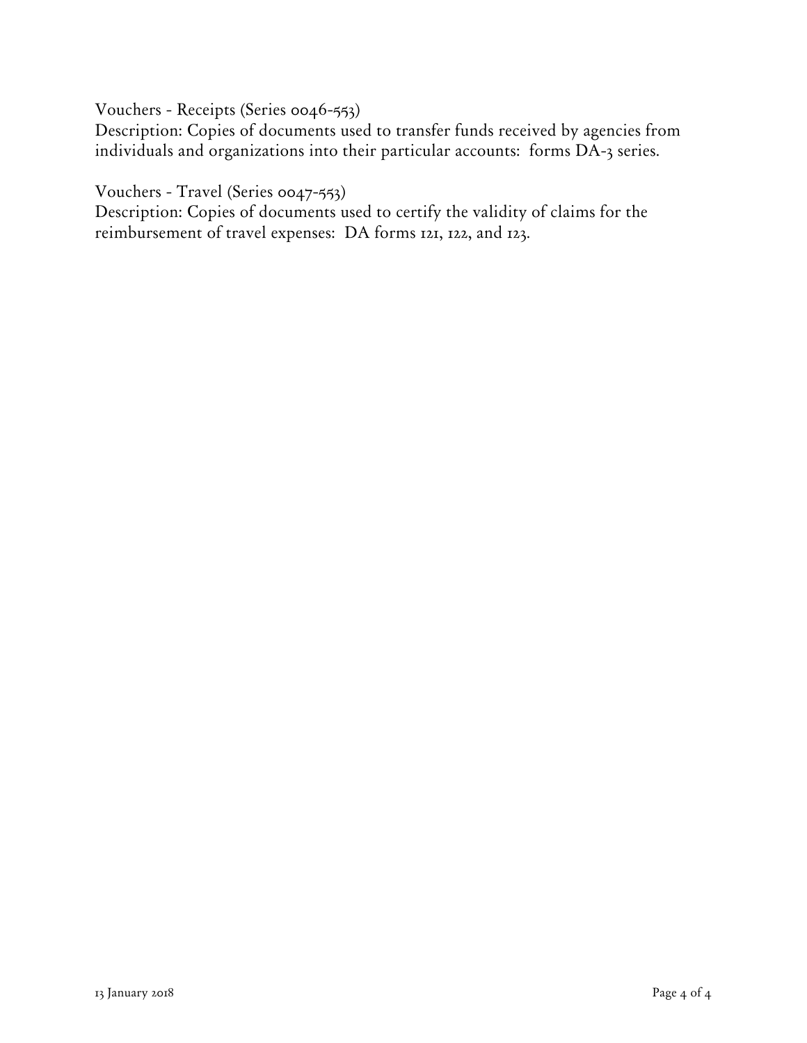Vouchers - Receipts (Series 0046-553)
Description: Copies of documents used to transfer funds received by agencies from individuals and organizations into their particular accounts: forms DA-3 series.

Vouchers - Travel (Series 0047-553)
Description: Copies of documents used to certify the validity of claims for the reimbursement of travel expenses: DA forms 121, 122, and 123.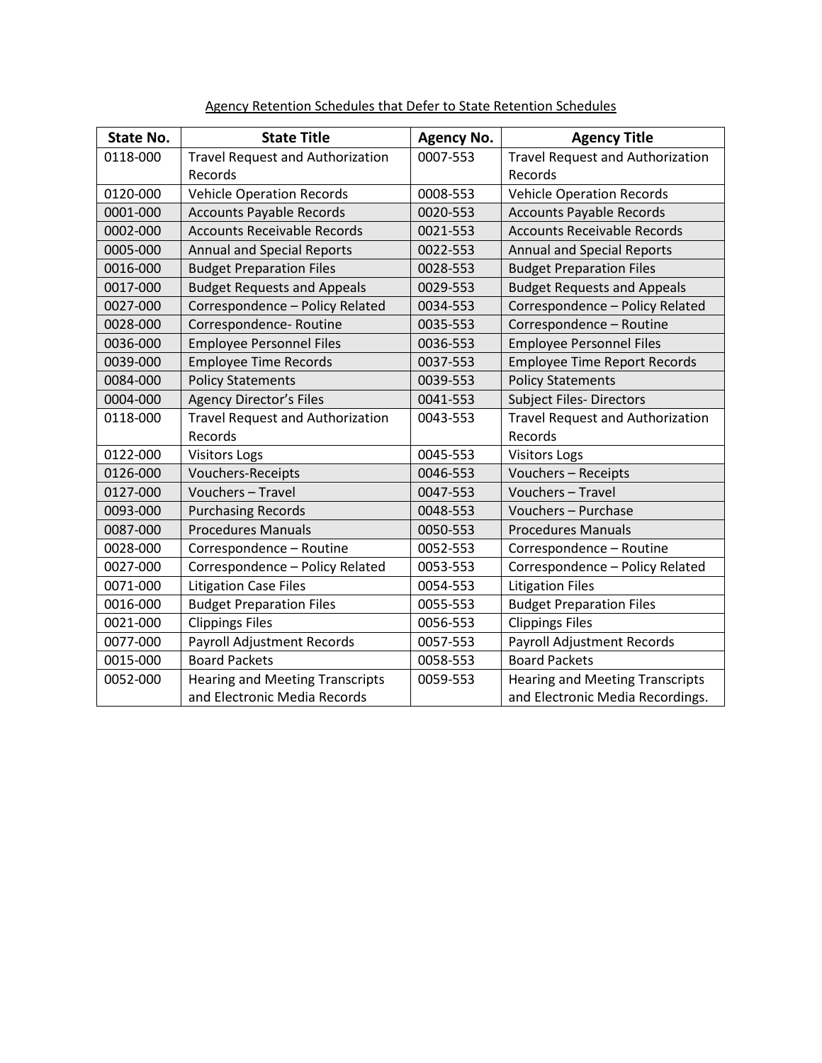Agency Retention Schedules that Defer to State Retention Schedules

| State No. | State Title | Agency No. | Agency Title |
|---|---|---|---|
| 0118-000 | Travel Request and Authorization Records | 0007-553 | Travel Request and Authorization Records |
| 0120-000 | Vehicle Operation Records | 0008-553 | Vehicle Operation Records |
| 0001-000 | Accounts Payable Records | 0020-553 | Accounts Payable Records |
| 0002-000 | Accounts Receivable Records | 0021-553 | Accounts Receivable Records |
| 0005-000 | Annual and Special Reports | 0022-553 | Annual and Special Reports |
| 0016-000 | Budget Preparation Files | 0028-553 | Budget Preparation Files |
| 0017-000 | Budget Requests and Appeals | 0029-553 | Budget Requests and Appeals |
| 0027-000 | Correspondence – Policy Related | 0034-553 | Correspondence – Policy Related |
| 0028-000 | Correspondence- Routine | 0035-553 | Correspondence – Routine |
| 0036-000 | Employee Personnel Files | 0036-553 | Employee Personnel Files |
| 0039-000 | Employee Time Records | 0037-553 | Employee Time Report Records |
| 0084-000 | Policy Statements | 0039-553 | Policy Statements |
| 0004-000 | Agency Director's Files | 0041-553 | Subject Files- Directors |
| 0118-000 | Travel Request and Authorization Records | 0043-553 | Travel Request and Authorization Records |
| 0122-000 | Visitors Logs | 0045-553 | Visitors Logs |
| 0126-000 | Vouchers-Receipts | 0046-553 | Vouchers – Receipts |
| 0127-000 | Vouchers – Travel | 0047-553 | Vouchers – Travel |
| 0093-000 | Purchasing Records | 0048-553 | Vouchers – Purchase |
| 0087-000 | Procedures Manuals | 0050-553 | Procedures Manuals |
| 0028-000 | Correspondence – Routine | 0052-553 | Correspondence – Routine |
| 0027-000 | Correspondence – Policy Related | 0053-553 | Correspondence – Policy Related |
| 0071-000 | Litigation Case Files | 0054-553 | Litigation Files |
| 0016-000 | Budget Preparation Files | 0055-553 | Budget Preparation Files |
| 0021-000 | Clippings Files | 0056-553 | Clippings Files |
| 0077-000 | Payroll Adjustment Records | 0057-553 | Payroll Adjustment Records |
| 0015-000 | Board Packets | 0058-553 | Board Packets |
| 0052-000 | Hearing and Meeting Transcripts and Electronic Media Records | 0059-553 | Hearing and Meeting Transcripts and Electronic Media Recordings. |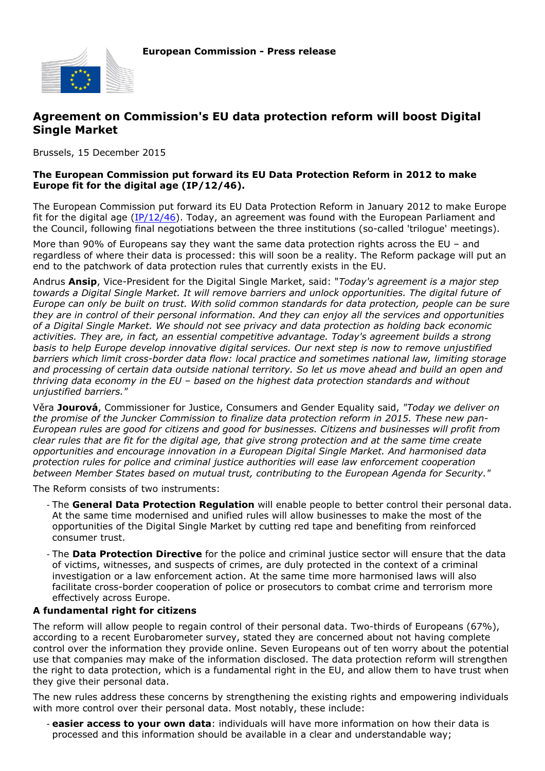**European Commission - Press release**

# Agreement on Commission's EU data protection reform will boost Digital Single Market

Brussels, 15 December 2015

**The European Commission put forward its EU Data Protection Reform in 2012 to make Europe fit for the digital age (IP/12/46).**

The European Commission put forward its EU Data Protection Reform in January 2012 to make Europe fit for the digital age (IP/12/46). Today, an agreement was found with the European Parliament and the Council, following final negotiations between the three institutions (so-called 'trilogue' meetings).

More than 90% of Europeans say they want the same data protection rights across the EU – and regardless of where their data is processed: this will soon be a reality. The Reform package will put an end to the patchwork of data protection rules that currently exists in the EU.

Andrus **Ansip**, Vice-President for the Digital Single Market, said: "*Today's agreement is a major step towards a Digital Single Market. It will remove barriers and unlock opportunities. The digital future of Europe can only be built on trust. With solid common standards for data protection, people can be sure they are in control of their personal information. And they can enjoy all the services and opportunities of a Digital Single Market. We should not see privacy and data protection as holding back economic activities. They are, in fact, an essential competitive advantage. Today's agreement builds a strong basis to help Europe develop innovative digital services. Our next step is now to remove unjustified barriers which limit cross-border data flow: local practice and sometimes national law, limiting storage and processing of certain data outside national territory. So let us move ahead and build an open and thriving data economy in the EU – based on the highest data protection standards and without unjustified barriers.*"

Věra **Jourová**, Commissioner for Justice, Consumers and Gender Equality said, *"Today we deliver on the promise of the Juncker Commission to finalize data protection reform in 2015. These new pan-European rules are good for citizens and good for businesses. Citizens and businesses will profit from clear rules that are fit for the digital age, that give strong protection and at the same time create opportunities and encourage innovation in a European Digital Single Market. And harmonised data protection rules for police and criminal justice authorities will ease law enforcement cooperation between Member States based on mutual trust, contributing to the European Agenda for Security."*

The Reform consists of two instruments:

- The **General Data Protection Regulation** will enable people to better control their personal data. At the same time modernised and unified rules will allow businesses to make the most of the opportunities of the Digital Single Market by cutting red tape and benefiting from reinforced consumer trust.
- The **Data Protection Directive** for the police and criminal justice sector will ensure that the data of victims, witnesses, and suspects of crimes, are duly protected in the context of a criminal investigation or a law enforcement action. At the same time more harmonised laws will also facilitate cross-border cooperation of police or prosecutors to combat crime and terrorism more effectively across Europe.

**A fundamental right for citizens**

The reform will allow people to regain control of their personal data. Two-thirds of Europeans (67%), according to a recent Eurobarometer survey, stated they are concerned about not having complete control over the information they provide online. Seven Europeans out of ten worry about the potential use that companies may make of the information disclosed. The data protection reform will strengthen the right to data protection, which is a fundamental right in the EU, and allow them to have trust when they give their personal data.

The new rules address these concerns by strengthening the existing rights and empowering individuals with more control over their personal data. Most notably, these include:

- **easier access to your own data**: individuals will have more information on how their data is processed and this information should be available in a clear and understandable way;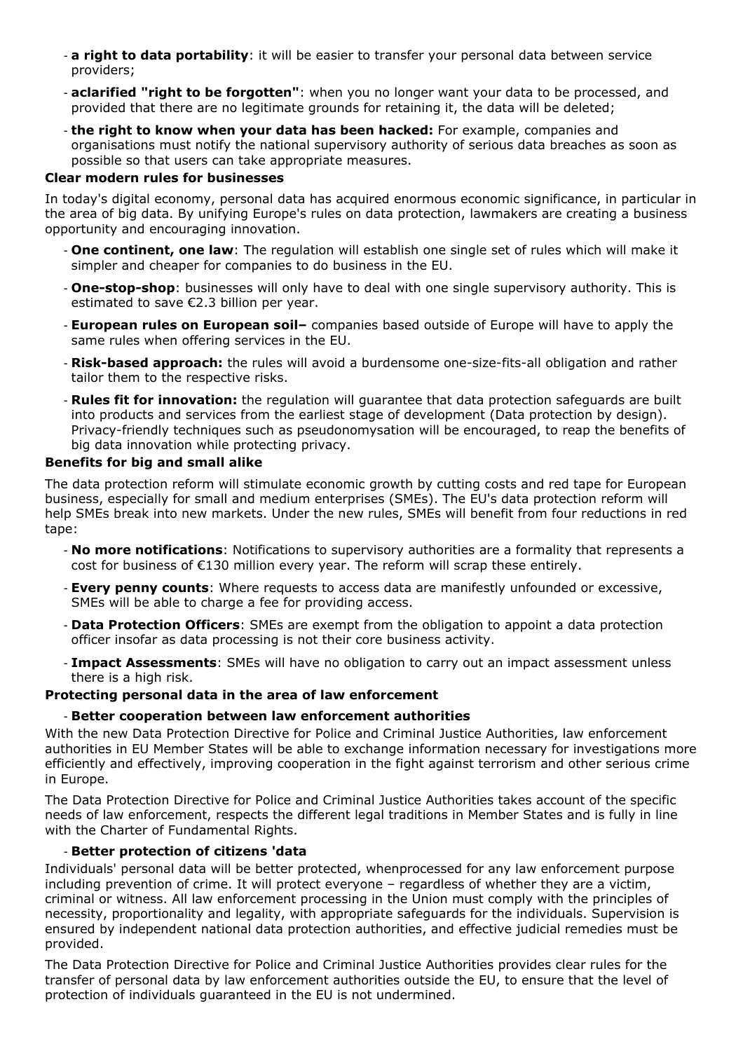- **a right to data portability**: it will be easier to transfer your personal data between service providers;
- **aclarified "right to be forgotten"**: when you no longer want your data to be processed, and provided that there are no legitimate grounds for retaining it, the data will be deleted;
- **the right to know when your data has been hacked:** For example, companies and organisations must notify the national supervisory authority of serious data breaches as soon as possible so that users can take appropriate measures.

**Clear modern rules for businesses**

In today's digital economy, personal data has acquired enormous economic significance, in particular in the area of big data. By unifying Europe's rules on data protection, lawmakers are creating a business opportunity and encouraging innovation.

- **One continent, one law**: The regulation will establish one single set of rules which will make it simpler and cheaper for companies to do business in the EU.
- **One-stop-shop**: businesses will only have to deal with one single supervisory authority. This is estimated to save €2.3 billion per year.
- **European rules on European soil–** companies based outside of Europe will have to apply the same rules when offering services in the EU.
- **Risk-based approach:** the rules will avoid a burdensome one-size-fits-all obligation and rather tailor them to the respective risks.
- **Rules fit for innovation:** the regulation will guarantee that data protection safeguards are built into products and services from the earliest stage of development (Data protection by design). Privacy-friendly techniques such as pseudonomysation will be encouraged, to reap the benefits of big data innovation while protecting privacy.

**Benefits for big and small alike**

The data protection reform will stimulate economic growth by cutting costs and red tape for European business, especially for small and medium enterprises (SMEs). The EU's data protection reform will help SMEs break into new markets. Under the new rules, SMEs will benefit from four reductions in red tape:

- **No more notifications**: Notifications to supervisory authorities are a formality that represents a cost for business of €130 million every year. The reform will scrap these entirely.
- **Every penny counts**: Where requests to access data are manifestly unfounded or excessive, SMEs will be able to charge a fee for providing access.
- **Data Protection Officers**: SMEs are exempt from the obligation to appoint a data protection officer insofar as data processing is not their core business activity.
- **Impact Assessments**: SMEs will have no obligation to carry out an impact assessment unless there is a high risk.

**Protecting personal data in the area of law enforcement**

- **Better cooperation between law enforcement authorities**

With the new Data Protection Directive for Police and Criminal Justice Authorities, law enforcement authorities in EU Member States will be able to exchange information necessary for investigations more efficiently and effectively, improving cooperation in the fight against terrorism and other serious crime in Europe.

The Data Protection Directive for Police and Criminal Justice Authorities takes account of the specific needs of law enforcement, respects the different legal traditions in Member States and is fully in line with the Charter of Fundamental Rights.

- **Better protection of citizens 'data**

Individuals' personal data will be better protected, whenprocessed for any law enforcement purpose including prevention of crime. It will protect everyone – regardless of whether they are a victim, criminal or witness. All law enforcement processing in the Union must comply with the principles of necessity, proportionality and legality, with appropriate safeguards for the individuals. Supervision is ensured by independent national data protection authorities, and effective judicial remedies must be provided.

The Data Protection Directive for Police and Criminal Justice Authorities provides clear rules for the transfer of personal data by law enforcement authorities outside the EU, to ensure that the level of protection of individuals guaranteed in the EU is not undermined.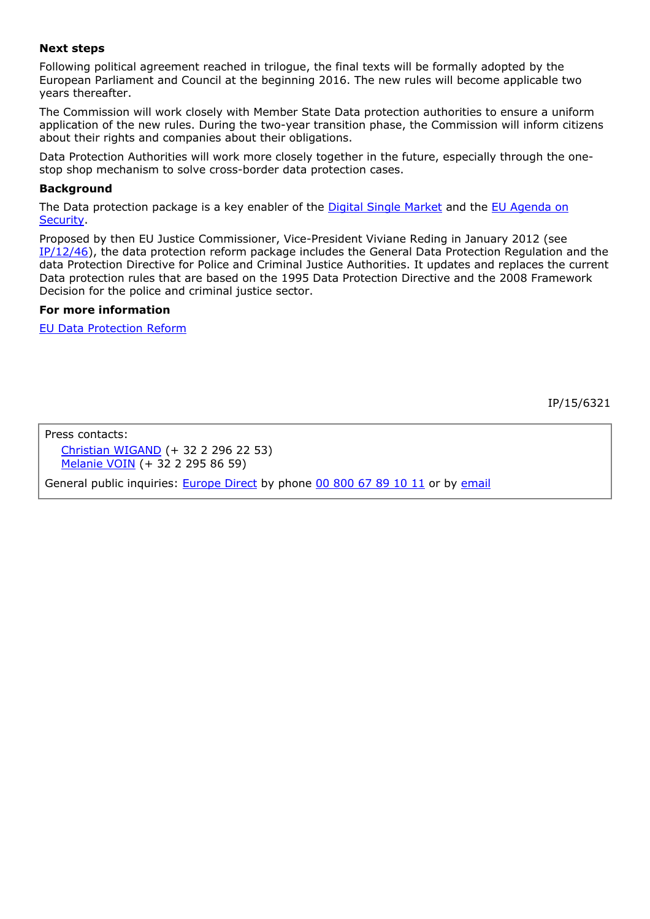**Next steps**

Following political agreement reached in trilogue, the final texts will be formally adopted by the European Parliament and Council at the beginning 2016. The new rules will become applicable two years thereafter.

The Commission will work closely with Member State Data protection authorities to ensure a uniform application of the new rules. During the two-year transition phase, the Commission will inform citizens about their rights and companies about their obligations.

Data Protection Authorities will work more closely together in the future, especially through the one-stop shop mechanism to solve cross-border data protection cases.

**Background**

The Data protection package is a key enabler of the Digital Single Market and the EU Agenda on Security.

Proposed by then EU Justice Commissioner, Vice-President Viviane Reding in January 2012 (see IP/12/46), the data protection reform package includes the General Data Protection Regulation and the data Protection Directive for Police and Criminal Justice Authorities. It updates and replaces the current Data protection rules that are based on the 1995 Data Protection Directive and the 2008 Framework Decision for the police and criminal justice sector.

**For more information**

EU Data Protection Reform

IP/15/6321

Press contacts:

Christian WIGAND (+ 32 2 296 22 53)
Melanie VOIN (+ 32 2 295 86 59)

General public inquiries: Europe Direct by phone 00 800 67 89 10 11 or by email